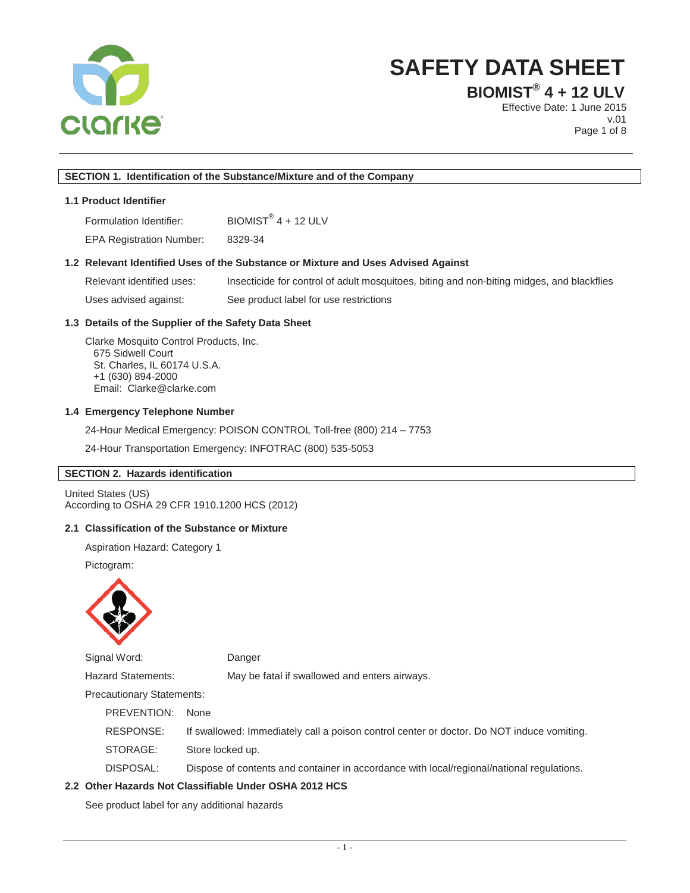# SAFETY DATA SHEET

## BIOMIST® 4 + 12 ULV

Effective Date: 1 June 2015
v.01

## SECTION 1. Identification of the Substance/Mixture and of the Company

### 1.1 Product Identifier

Formulation Identifier: BIOMIST® 4 + 12 ULV

EPA Registration Number: 8329-34

### 1.2 Relevant Identified Uses of the Substance or Mixture and Uses Advised Against

Relevant identified uses: Insecticide for control of adult mosquitoes, biting and non-biting midges, and blackflies

Uses advised against: See product label for use restrictions

### 1.3 Details of the Supplier of the Safety Data Sheet

Clarke Mosquito Control Products, Inc.
675 Sidwell Court
St. Charles, IL 60174 U.S.A.
+1 (630) 894-2000
Email: Clarke@clarke.com

### 1.4 Emergency Telephone Number

24-Hour Medical Emergency: POISON CONTROL Toll-free (800) 214 – 7753

24-Hour Transportation Emergency: INFOTRAC (800) 535-5053

## SECTION 2. Hazards identification

United States (US)
According to OSHA 29 CFR 1910.1200 HCS (2012)

### 2.1 Classification of the Substance or Mixture

Aspiration Hazard: Category 1

Pictogram:

Signal Word: Danger

Hazard Statements: May be fatal if swallowed and enters airways.

Precautionary Statements:

- PREVENTION: None
- RESPONSE: If swallowed: Immediately call a poison control center or doctor. Do NOT induce vomiting.
- STORAGE: Store locked up.
- DISPOSAL: Dispose of contents and container in accordance with local/regional/national regulations.

### 2.2 Other Hazards Not Classifiable Under OSHA 2012 HCS

See product label for any additional hazards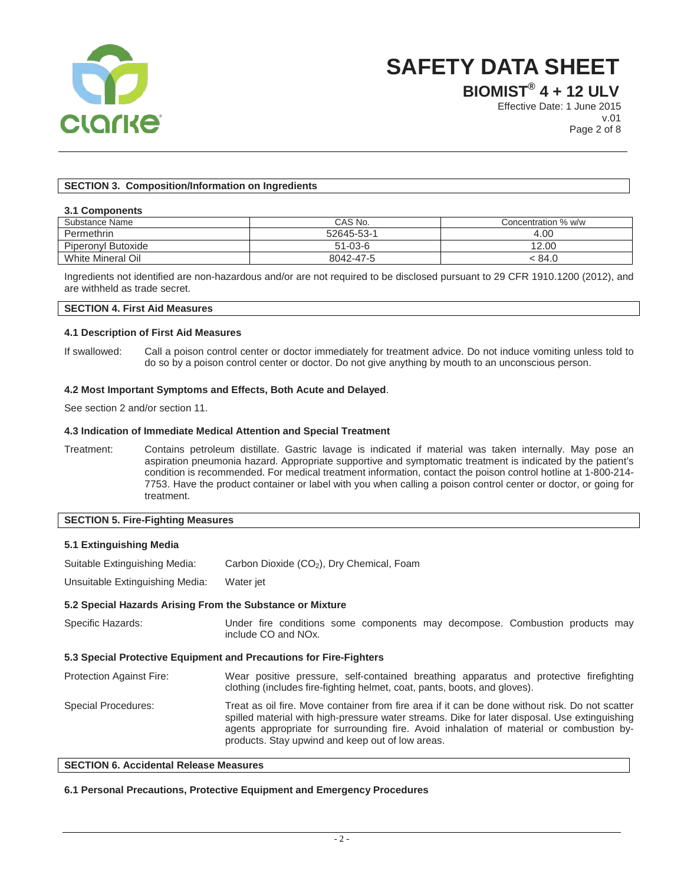## SECTION 3. Composition/Information on Ingredients

### 3.1 Components

| Substance Name | CAS No. | Concentration % w/w |
|---|---|---|
| Permethrin | 52645-53-1 | 4.00 |
| Piperonyl Butoxide | 51-03-6 | 12.00 |
| White Mineral Oil | 8042-47-5 | < 84.0 |

Ingredients not identified are non-hazardous and/or are not required to be disclosed pursuant to 29 CFR 1910.1200 (2012), and are withheld as trade secret.

## SECTION 4. First Aid Measures

### 4.1 Description of First Aid Measures

If swallowed: Call a poison control center or doctor immediately for treatment advice. Do not induce vomiting unless told to do so by a poison control center or doctor. Do not give anything by mouth to an unconscious person.

### 4.2 Most Important Symptoms and Effects, Both Acute and Delayed.

See section 2 and/or section 11.

### 4.3 Indication of Immediate Medical Attention and Special Treatment

Treatment: Contains petroleum distillate. Gastric lavage is indicated if material was taken internally. May pose an aspiration pneumonia hazard. Appropriate supportive and symptomatic treatment is indicated by the patient's condition is recommended. For medical treatment information, contact the poison control hotline at 1-800-214-7753. Have the product container or label with you when calling a poison control center or doctor, or going for treatment.

## SECTION 5. Fire-Fighting Measures

### 5.1 Extinguishing Media

Suitable Extinguishing Media: Carbon Dioxide ($CO_2$), Dry Chemical, Foam

Unsuitable Extinguishing Media: Water jet

### 5.2 Special Hazards Arising From the Substance or Mixture

Specific Hazards: Under fire conditions some components may decompose. Combustion products may include CO and NOx.

### 5.3 Special Protective Equipment and Precautions for Fire-Fighters

Protection Against Fire: Wear positive pressure, self-contained breathing apparatus and protective firefighting clothing (includes fire-fighting helmet, coat, pants, boots, and gloves).

Special Procedures: Treat as oil fire. Move container from fire area if it can be done without risk. Do not scatter spilled material with high-pressure water streams. Dike for later disposal. Use extinguishing agents appropriate for surrounding fire. Avoid inhalation of material or combustion by-products. Stay upwind and keep out of low areas.

## SECTION 6. Accidental Release Measures

### 6.1 Personal Precautions, Protective Equipment and Emergency Procedures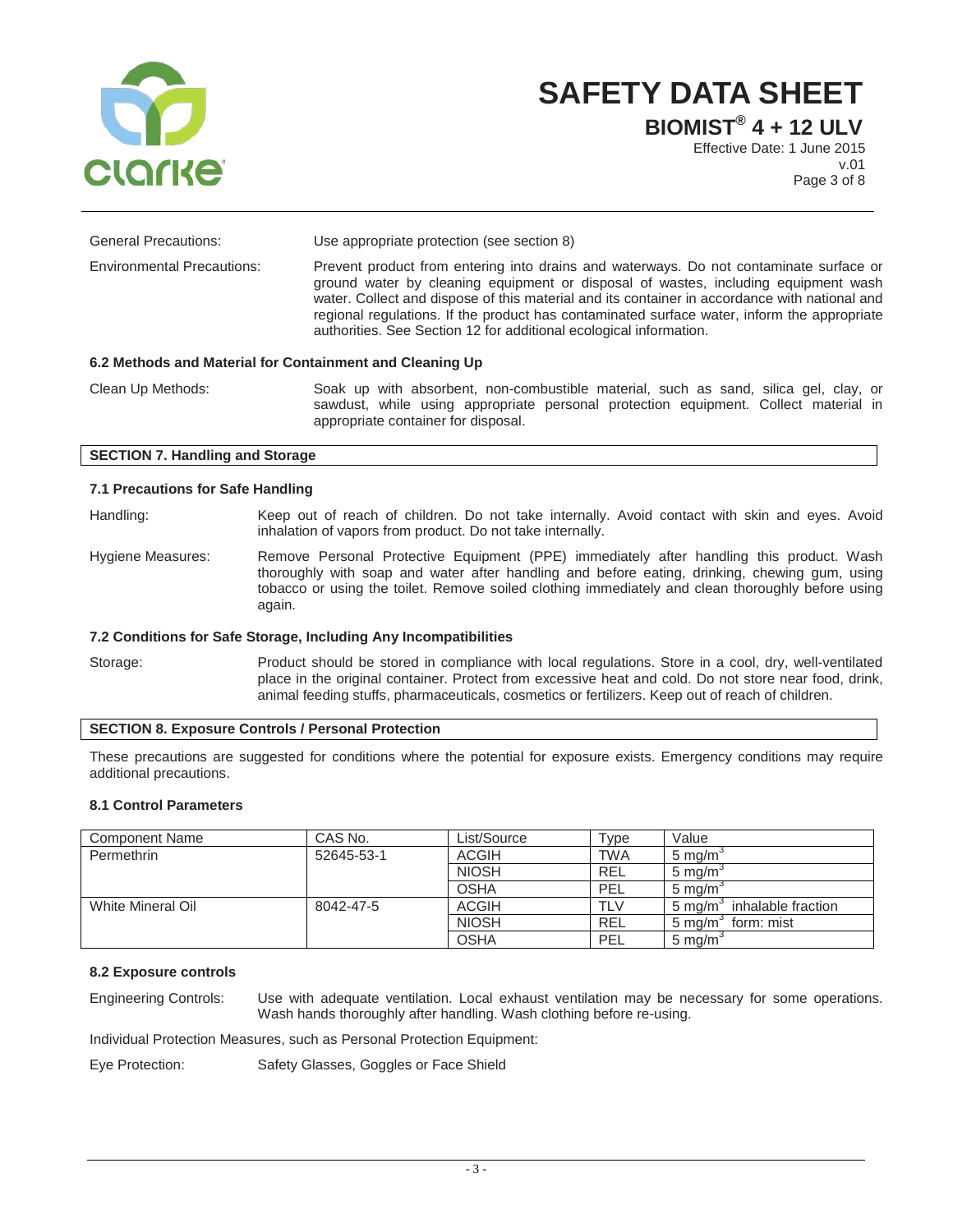General Precautions: Use appropriate protection (see section 8)

Environmental Precautions: Prevent product from entering into drains and waterways. Do not contaminate surface or ground water by cleaning equipment or disposal of wastes, including equipment wash water. Collect and dispose of this material and its container in accordance with national and regional regulations. If the product has contaminated surface water, inform the appropriate authorities. See Section 12 for additional ecological information.

### 6.2 Methods and Material for Containment and Cleaning Up

Clean Up Methods: Soak up with absorbent, non-combustible material, such as sand, silica gel, clay, or sawdust, while using appropriate personal protection equipment. Collect material in appropriate container for disposal.

## SECTION 7. Handling and Storage

### 7.1 Precautions for Safe Handling

Handling: Keep out of reach of children. Do not take internally. Avoid contact with skin and eyes. Avoid inhalation of vapors from product. Do not take internally.

Hygiene Measures: Remove Personal Protective Equipment (PPE) immediately after handling this product. Wash thoroughly with soap and water after handling and before eating, drinking, chewing gum, using tobacco or using the toilet. Remove soiled clothing immediately and clean thoroughly before using again.

### 7.2 Conditions for Safe Storage, Including Any Incompatibilities

Storage: Product should be stored in compliance with local regulations. Store in a cool, dry, well-ventilated place in the original container. Protect from excessive heat and cold. Do not store near food, drink, animal feeding stuffs, pharmaceuticals, cosmetics or fertilizers. Keep out of reach of children.

## SECTION 8. Exposure Controls / Personal Protection

These precautions are suggested for conditions where the potential for exposure exists. Emergency conditions may require additional precautions.

### 8.1 Control Parameters

| Component Name | CAS No. | List/Source | Type | Value |
|---|---|---|---|---|
| Permethrin | 52645-53-1 | ACGIH | TWA | 5 mg/m$^3$ |
| | | NIOSH | REL | 5 mg/m$^3$ |
| | | OSHA | PEL | 5 mg/m$^3$ |
| White Mineral Oil | 8042-47-5 | ACGIH | TLV | 5 mg/m$^3$ inhalable fraction |
| | | NIOSH | REL | 5 mg/m$^3$ form: mist |
| | | OSHA | PEL | 5 mg/m$^3$ |

### 8.2 Exposure controls

Engineering Controls: Use with adequate ventilation. Local exhaust ventilation may be necessary for some operations. Wash hands thoroughly after handling. Wash clothing before re-using.

Individual Protection Measures, such as Personal Protection Equipment:

Eye Protection: Safety Glasses, Goggles or Face Shield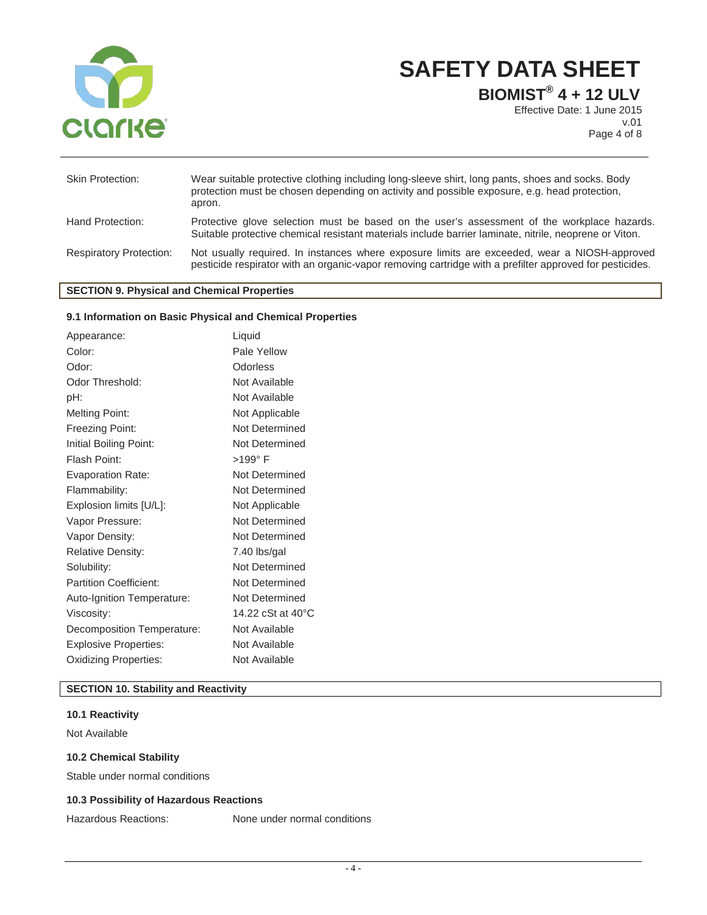| | |
|---|---|
| Skin Protection: | Wear suitable protective clothing including long-sleeve shirt, long pants, shoes and socks. Body protection must be chosen depending on activity and possible exposure, e.g. head protection, apron. |
| Hand Protection: | Protective glove selection must be based on the user's assessment of the workplace hazards. Suitable protective chemical resistant materials include barrier laminate, nitrile, neoprene or Viton. |
| Respiratory Protection: | Not usually required. In instances where exposure limits are exceeded, wear a NIOSH-approved pesticide respirator with an organic-vapor removing cartridge with a prefilter approved for pesticides. |

## SECTION 9. Physical and Chemical Properties

### 9.1 Information on Basic Physical and Chemical Properties

| | |
|---|---|
| Appearance: | Liquid |
| Color: | Pale Yellow |
| Odor: | Odorless |
| Odor Threshold: | Not Available |
| pH: | Not Available |
| Melting Point: | Not Applicable |
| Freezing Point: | Not Determined |
| Initial Boiling Point: | Not Determined |
| Flash Point: | >199° F |
| Evaporation Rate: | Not Determined |
| Flammability: | Not Determined |
| Explosion limits [U/L]: | Not Applicable |
| Vapor Pressure: | Not Determined |
| Vapor Density: | Not Determined |
| Relative Density: | 7.40 lbs/gal |
| Solubility: | Not Determined |
| Partition Coefficient: | Not Determined |
| Auto-Ignition Temperature: | Not Determined |
| Viscosity: | 14.22 cSt at 40°C |
| Decomposition Temperature: | Not Available |
| Explosive Properties: | Not Available |
| Oxidizing Properties: | Not Available |

## SECTION 10. Stability and Reactivity

### 10.1 Reactivity

Not Available

### 10.2 Chemical Stability

Stable under normal conditions

### 10.3 Possibility of Hazardous Reactions

Hazardous Reactions: None under normal conditions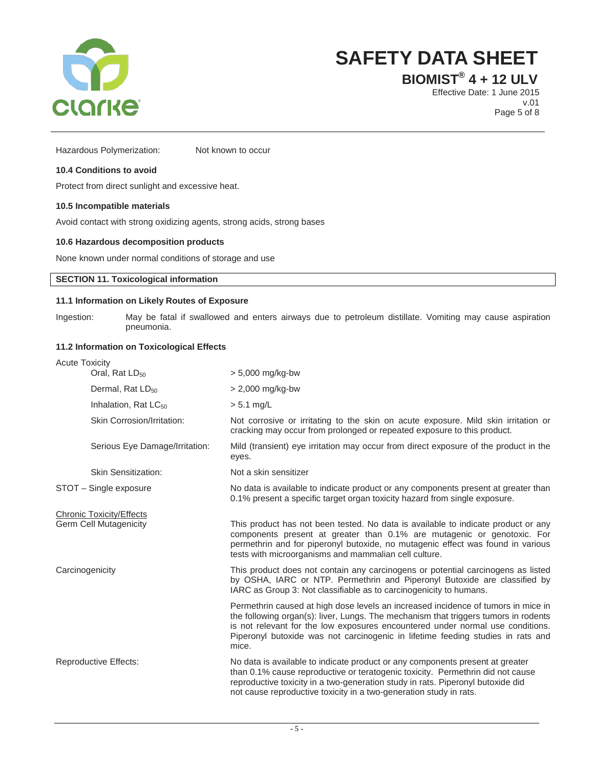Hazardous Polymerization: Not known to occur

### 10.4 Conditions to avoid

Protect from direct sunlight and excessive heat.

### 10.5 Incompatible materials

Avoid contact with strong oxidizing agents, strong acids, strong bases

### 10.6 Hazardous decomposition products

None known under normal conditions of storage and use

## SECTION 11. Toxicological information

### 11.1 Information on Likely Routes of Exposure

Ingestion: May be fatal if swallowed and enters airways due to petroleum distillate. Vomiting may cause aspiration pneumonia.

### 11.2 Information on Toxicological Effects

Acute Toxicity

| | |
|---|---|
| Oral, Rat $LD_{50}$ | > 5,000 mg/kg-bw |
| Dermal, Rat $LD_{50}$ | > 2,000 mg/kg-bw |
| Inhalation, Rat $LC_{50}$ | > 5.1 mg/L |
| Skin Corrosion/Irritation: | Not corrosive or irritating to the skin on acute exposure. Mild skin irritation or cracking may occur from prolonged or repeated exposure to this product. |
| Serious Eye Damage/Irritation: | Mild (transient) eye irritation may occur from direct exposure of the product in the eyes. |
| Skin Sensitization: | Not a skin sensitizer |
| STOT – Single exposure | No data is available to indicate product or any components present at greater than 0.1% present a specific target organ toxicity hazard from single exposure. |

Chronic Toxicity/Effects

| | |
|---|---|
| Germ Cell Mutagenicity | This product has not been tested. No data is available to indicate product or any components present at greater than 0.1% are mutagenic or genotoxic. For permethrin and for piperonyl butoxide, no mutagenic effect was found in various tests with microorganisms and mammalian cell culture. |
| Carcinogenicity | This product does not contain any carcinogens or potential carcinogens as listed by OSHA, IARC or NTP. Permethrin and Piperonyl Butoxide are classified by IARC as Group 3: Not classifiable as to carcinogenicity to humans.<br><br>Permethrin caused at high dose levels an increased incidence of tumors in mice in the following organ(s): liver, Lungs. The mechanism that triggers tumors in rodents is not relevant for the low exposures encountered under normal use conditions. Piperonyl butoxide was not carcinogenic in lifetime feeding studies in rats and mice. |
| Reproductive Effects: | No data is available to indicate product or any components present at greater than 0.1% cause reproductive or teratogenic toxicity. Permethrin did not cause reproductive toxicity in a two-generation study in rats. Piperonyl butoxide did not cause reproductive toxicity in a two-generation study in rats. |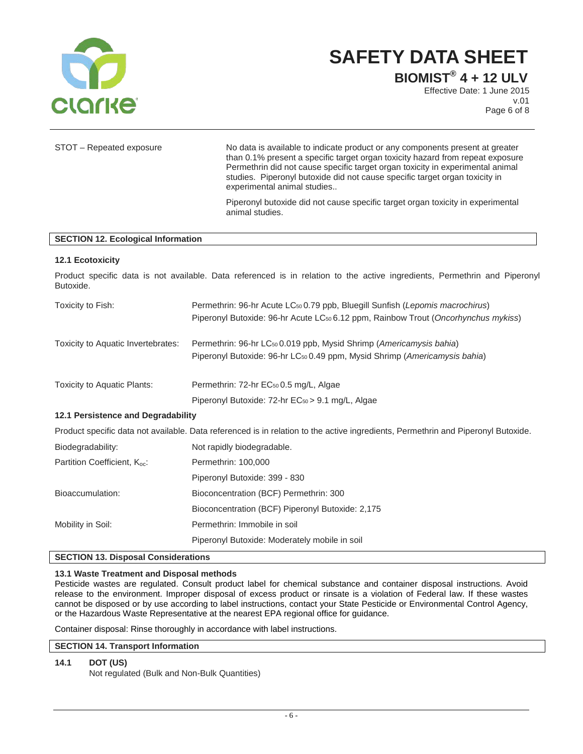| | |
|---|---|
| STOT – Repeated exposure | No data is available to indicate product or any components present at greater than 0.1% present a specific target organ toxicity hazard from repeat exposure Permethrin did not cause specific target organ toxicity in experimental animal studies. Piperonyl butoxide did not cause specific target organ toxicity in experimental animal studies.. <br><br> Piperonyl butoxide did not cause specific target organ toxicity in experimental animal studies. |

## SECTION 12. Ecological Information

### 12.1 Ecotoxicity

Product specific data is not available. Data referenced is in relation to the active ingredients, Permethrin and Piperonyl Butoxide.

| | |
|---|---|
| Toxicity to Fish: | Permethrin: 96-hr Acute $LC_{50}$ 0.79 ppb, Bluegill Sunfish (*Lepomis macrochirus*) <br> Piperonyl Butoxide: 96-hr Acute $LC_{50}$ 6.12 ppm, Rainbow Trout (*Oncorhynchus mykiss*) |
| Toxicity to Aquatic Invertebrates: | Permethrin: 96-hr $LC_{50}$ 0.019 ppb, Mysid Shrimp (*Americamysis bahia*) <br> Piperonyl Butoxide: 96-hr $LC_{50}$ 0.49 ppm, Mysid Shrimp (*Americamysis bahia*) |
| Toxicity to Aquatic Plants: | Permethrin: 72-hr $EC_{50}$ 0.5 mg/L, Algae <br> Piperonyl Butoxide: 72-hr $EC_{50}$ > 9.1 mg/L, Algae |

### 12.1 Persistence and Degradability

Product specific data not available. Data referenced is in relation to the active ingredients, Permethrin and Piperonyl Butoxide.

| | |
|---|---|
| Biodegradability: | Not rapidly biodegradable. |
| Partition Coefficient, $K_{oc}$: | Permethrin: 100,000 <br> Piperonyl Butoxide: 399 - 830 |
| Bioaccumulation: | Bioconcentration (BCF) Permethrin: 300 <br> Bioconcentration (BCF) Piperonyl Butoxide: 2,175 |
| Mobility in Soil: | Permethrin: Immobile in soil <br> Piperonyl Butoxide: Moderately mobile in soil |

## SECTION 13. Disposal Considerations

### 13.1 Waste Treatment and Disposal methods

Pesticide wastes are regulated. Consult product label for chemical substance and container disposal instructions. Avoid release to the environment. Improper disposal of excess product or rinsate is a violation of Federal law. If these wastes cannot be disposed or by use according to label instructions, contact your State Pesticide or Environmental Control Agency, or the Hazardous Waste Representative at the nearest EPA regional office for guidance.

Container disposal: Rinse thoroughly in accordance with label instructions.

## SECTION 14. Transport Information

**14.1 DOT (US)**

Not regulated (Bulk and Non-Bulk Quantities)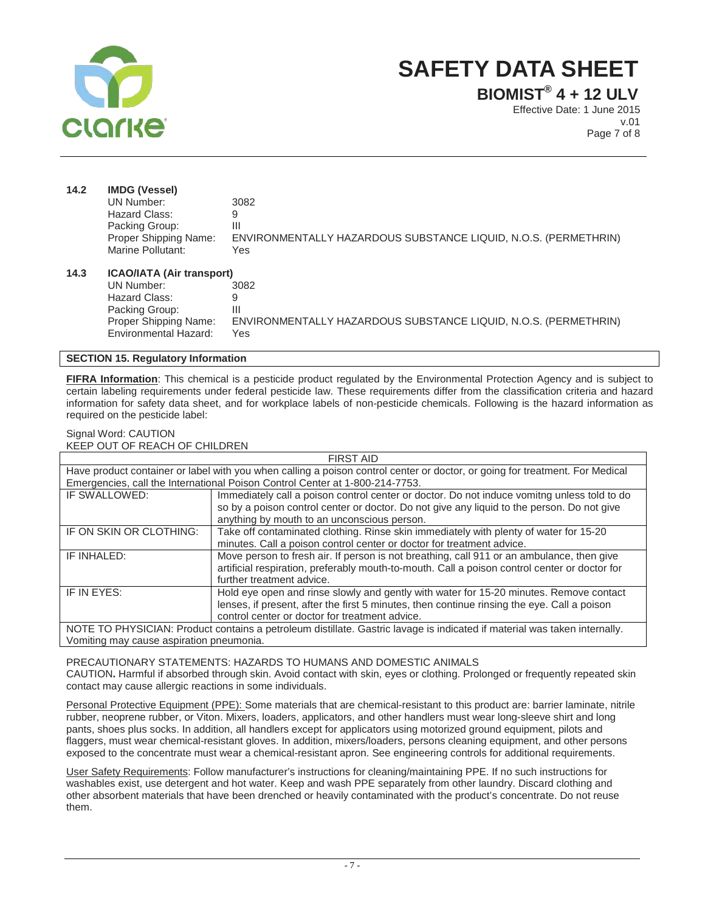### 14.2 IMDG (Vessel)

| | |
|---|---|
| UN Number: | 3082 |
| Hazard Class: | 9 |
| Packing Group: | III |
| Proper Shipping Name: | ENVIRONMENTALLY HAZARDOUS SUBSTANCE LIQUID, N.O.S. (PERMETHRIN) |
| Marine Pollutant: | Yes |

### 14.3 ICAO/IATA (Air transport)

| | |
|---|---|
| UN Number: | 3082 |
| Hazard Class: | 9 |
| Packing Group: | III |
| Proper Shipping Name: | ENVIRONMENTALLY HAZARDOUS SUBSTANCE LIQUID, N.O.S. (PERMETHRIN) |
| Environmental Hazard: | Yes |

## SECTION 15. Regulatory Information

**FIFRA Information**: This chemical is a pesticide product regulated by the Environmental Protection Agency and is subject to certain labeling requirements under federal pesticide law. These requirements differ from the classification criteria and hazard information for safety data sheet, and for workplace labels of non-pesticide chemicals. Following is the hazard information as required on the pesticide label:

Signal Word: CAUTION
KEEP OUT OF REACH OF CHILDREN

| FIRST AID | |
|---|---|
| Have product container or label with you when calling a poison control center or doctor, or going for treatment. For Medical Emergencies, call the International Poison Control Center at 1-800-214-7753. | |
| IF SWALLOWED: | Immediately call a poison control center or doctor. Do not induce vomitng unless told to do so by a poison control center or doctor. Do not give any liquid to the person. Do not give anything by mouth to an unconscious person. |
| IF ON SKIN OR CLOTHING: | Take off contaminated clothing. Rinse skin immediately with plenty of water for 15-20 minutes. Call a poison control center or doctor for treatment advice. |
| IF INHALED: | Move person to fresh air. If person is not breathing, call 911 or an ambulance, then give artificial respiration, preferably mouth-to-mouth. Call a poison control center or doctor for further treatment advice. |
| IF IN EYES: | Hold eye open and rinse slowly and gently with water for 15-20 minutes. Remove contact lenses, if present, after the first 5 minutes, then continue rinsing the eye. Call a poison control center or doctor for treatment advice. |
| NOTE TO PHYSICIAN: Product contains a petroleum distillate. Gastric lavage is indicated if material was taken internally. Vomiting may cause aspiration pneumonia. | |

PRECAUTIONARY STATEMENTS: HAZARDS TO HUMANS AND DOMESTIC ANIMALS
CAUTION**.** Harmful if absorbed through skin. Avoid contact with skin, eyes or clothing. Prolonged or frequently repeated skin contact may cause allergic reactions in some individuals.

Personal Protective Equipment (PPE): Some materials that are chemical-resistant to this product are: barrier laminate, nitrile rubber, neoprene rubber, or Viton. Mixers, loaders, applicators, and other handlers must wear long-sleeve shirt and long pants, shoes plus socks. In addition, all handlers except for applicators using motorized ground equipment, pilots and flaggers, must wear chemical-resistant gloves. In addition, mixers/loaders, persons cleaning equipment, and other persons exposed to the concentrate must wear a chemical-resistant apron. See engineering controls for additional requirements.

User Safety Requirements: Follow manufacturer's instructions for cleaning/maintaining PPE. If no such instructions for washables exist, use detergent and hot water. Keep and wash PPE separately from other laundry. Discard clothing and other absorbent materials that have been drenched or heavily contaminated with the product's concentrate. Do not reuse them.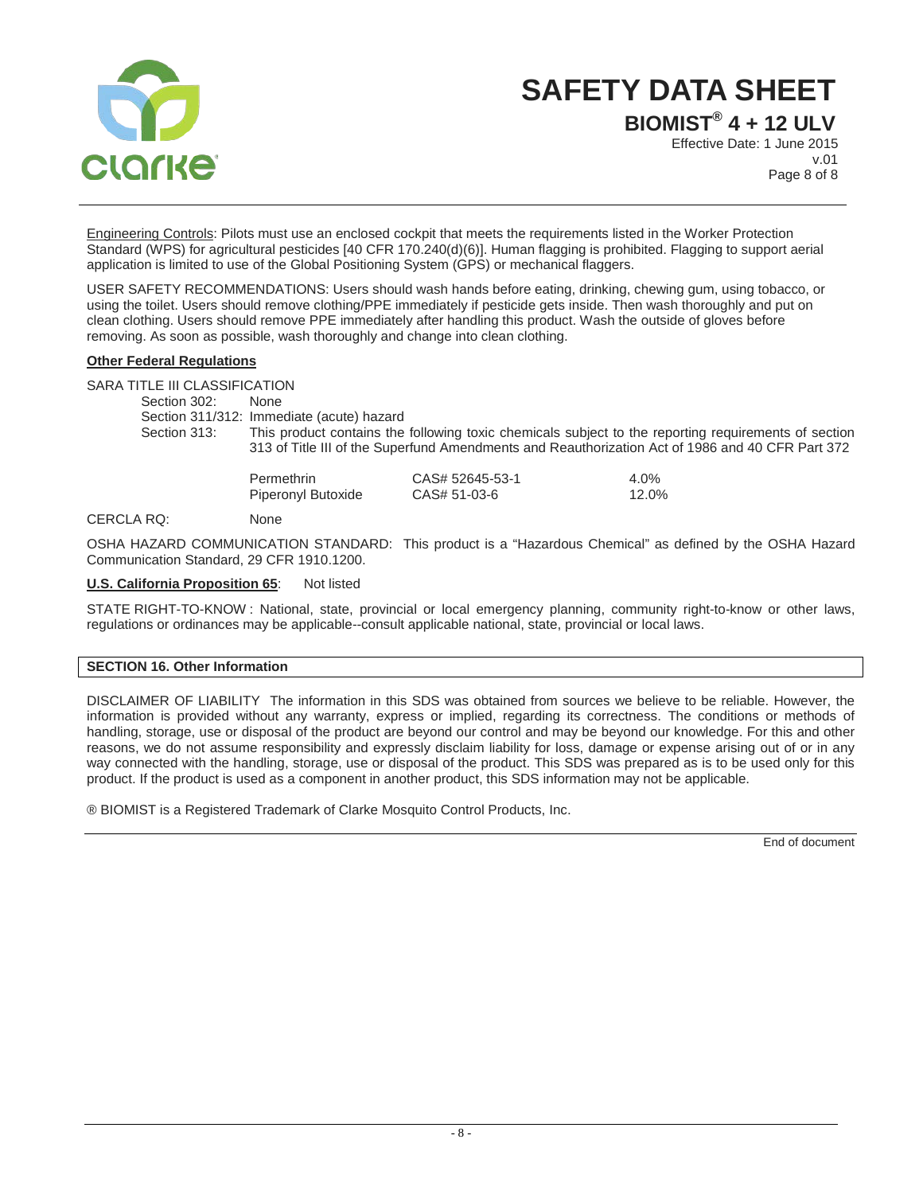Engineering Controls: Pilots must use an enclosed cockpit that meets the requirements listed in the Worker Protection Standard (WPS) for agricultural pesticides [40 CFR 170.240(d)(6)]. Human flagging is prohibited. Flagging to support aerial application is limited to use of the Global Positioning System (GPS) or mechanical flaggers.

USER SAFETY RECOMMENDATIONS: Users should wash hands before eating, drinking, chewing gum, using tobacco, or using the toilet. Users should remove clothing/PPE immediately if pesticide gets inside. Then wash thoroughly and put on clean clothing. Users should remove PPE immediately after handling this product. Wash the outside of gloves before removing. As soon as possible, wash thoroughly and change into clean clothing.

**Other Federal Regulations**

SARA TITLE III CLASSIFICATION

Section 302: None

Section 311/312: Immediate (acute) hazard

Section 313: This product contains the following toxic chemicals subject to the reporting requirements of section 313 of Title III of the Superfund Amendments and Reauthorization Act of 1986 and 40 CFR Part 372

| | | |
|---|---|---|
| Permethrin | CAS# 52645-53-1 | 4.0% |
| Piperonyl Butoxide | CAS# 51-03-6 | 12.0% |

CERCLA RQ: None

OSHA HAZARD COMMUNICATION STANDARD: This product is a "Hazardous Chemical" as defined by the OSHA Hazard Communication Standard, 29 CFR 1910.1200.

**U.S. California Proposition 65**: Not listed

STATE RIGHT-TO-KNOW : National, state, provincial or local emergency planning, community right-to-know or other laws, regulations or ordinances may be applicable--consult applicable national, state, provincial or local laws.

## SECTION 16. Other Information

DISCLAIMER OF LIABILITY The information in this SDS was obtained from sources we believe to be reliable. However, the information is provided without any warranty, express or implied, regarding its correctness. The conditions or methods of handling, storage, use or disposal of the product are beyond our control and may be beyond our knowledge. For this and other reasons, we do not assume responsibility and expressly disclaim liability for loss, damage or expense arising out of or in any way connected with the handling, storage, use or disposal of the product. This SDS was prepared as is to be used only for this product. If the product is used as a component in another product, this SDS information may not be applicable.

® BIOMIST is a Registered Trademark of Clarke Mosquito Control Products, Inc.

End of document